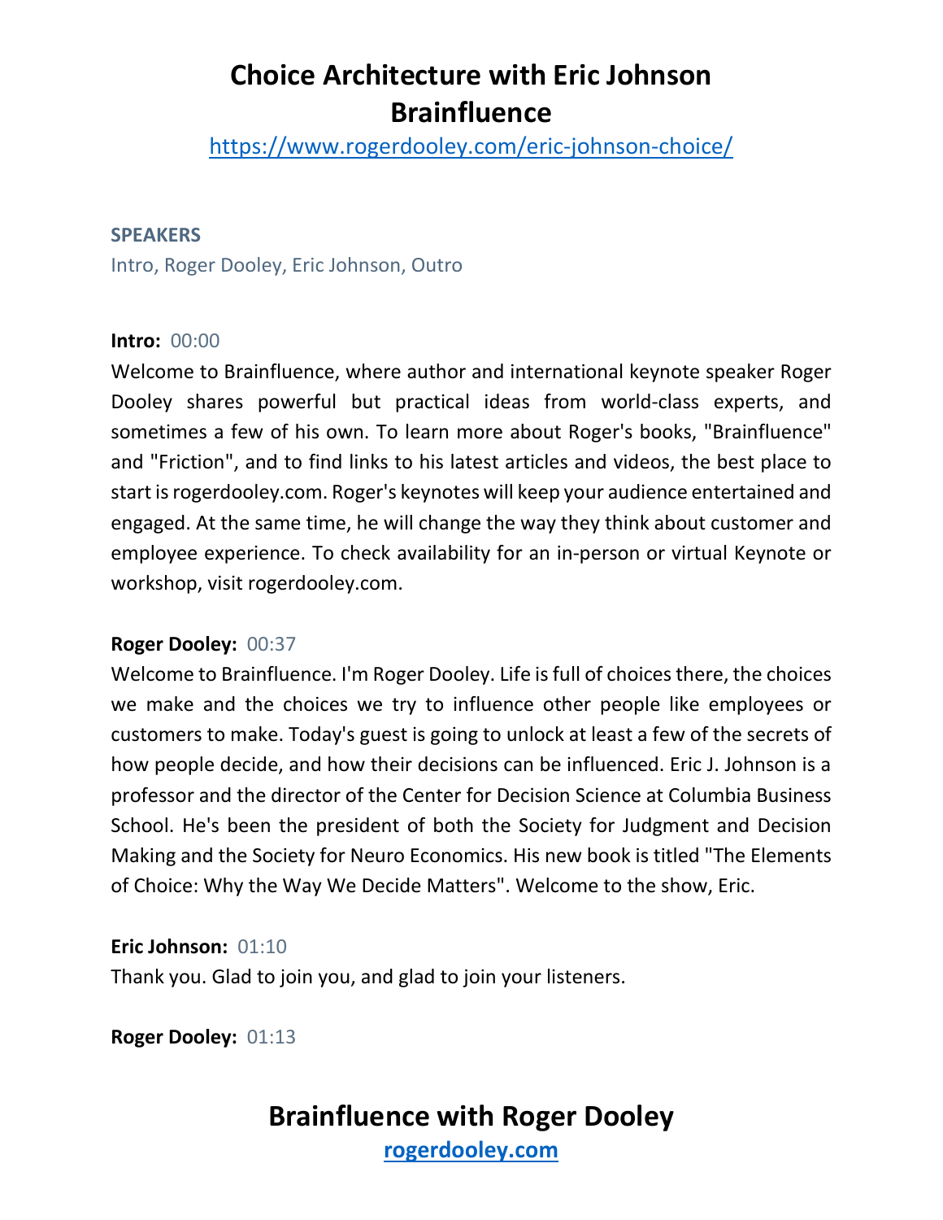# Choice Architecture with Eric Johnson
# Brainfluence

https://www.rogerdooley.com/eric-johnson-choice/

**SPEAKERS**

Intro, Roger Dooley, Eric Johnson, Outro

**Intro:** 00:00

Welcome to Brainfluence, where author and international keynote speaker Roger Dooley shares powerful but practical ideas from world-class experts, and sometimes a few of his own. To learn more about Roger's books, "Brainfluence" and "Friction", and to find links to his latest articles and videos, the best place to start is rogerdooley.com. Roger's keynotes will keep your audience entertained and engaged. At the same time, he will change the way they think about customer and employee experience. To check availability for an in-person or virtual Keynote or workshop, visit rogerdooley.com.

**Roger Dooley:** 00:37

Welcome to Brainfluence. I'm Roger Dooley. Life is full of choices there, the choices we make and the choices we try to influence other people like employees or customers to make. Today's guest is going to unlock at least a few of the secrets of how people decide, and how their decisions can be influenced. Eric J. Johnson is a professor and the director of the Center for Decision Science at Columbia Business School. He's been the president of both the Society for Judgment and Decision Making and the Society for Neuro Economics. His new book is titled "The Elements of Choice: Why the Way We Decide Matters". Welcome to the show, Eric.

**Eric Johnson:** 01:10

Thank you. Glad to join you, and glad to join your listeners.

**Roger Dooley:** 01:13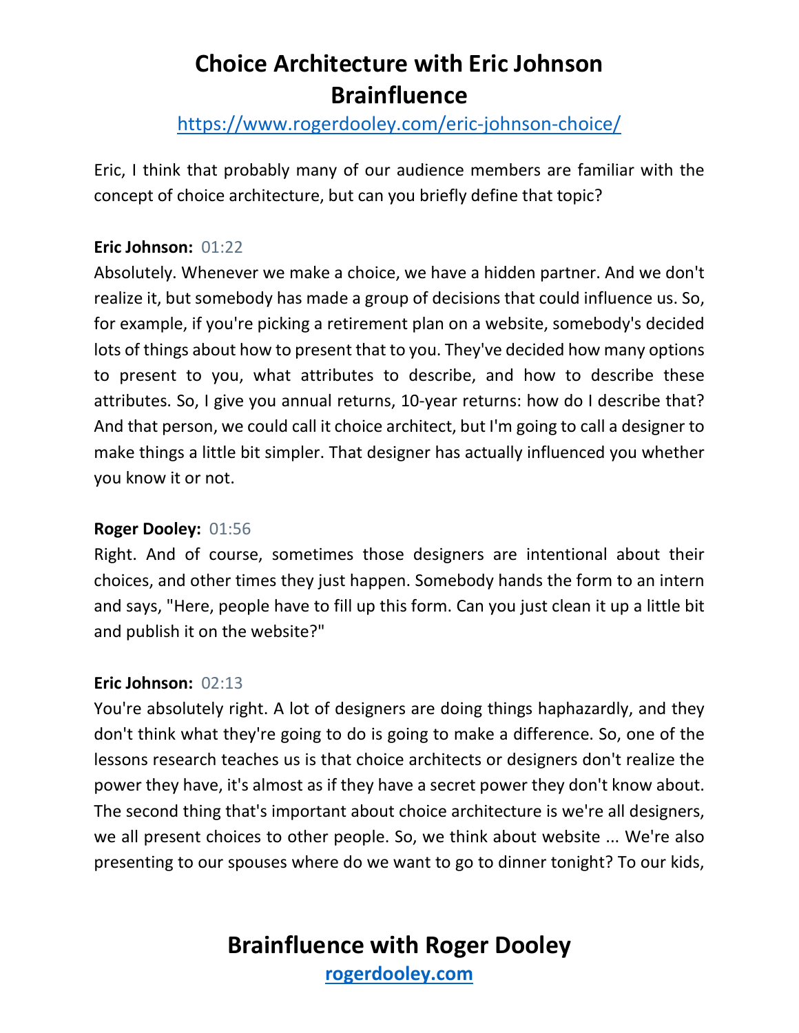# Choice Architecture with Eric Johnson
# Brainfluence

https://www.rogerdooley.com/eric-johnson-choice/

Eric, I think that probably many of our audience members are familiar with the concept of choice architecture, but can you briefly define that topic?

**Eric Johnson:** 01:22

Absolutely. Whenever we make a choice, we have a hidden partner. And we don't realize it, but somebody has made a group of decisions that could influence us. So, for example, if you're picking a retirement plan on a website, somebody's decided lots of things about how to present that to you. They've decided how many options to present to you, what attributes to describe, and how to describe these attributes. So, I give you annual returns, 10-year returns: how do I describe that? And that person, we could call it choice architect, but I'm going to call a designer to make things a little bit simpler. That designer has actually influenced you whether you know it or not.

**Roger Dooley:** 01:56

Right. And of course, sometimes those designers are intentional about their choices, and other times they just happen. Somebody hands the form to an intern and says, "Here, people have to fill up this form. Can you just clean it up a little bit and publish it on the website?"

**Eric Johnson:** 02:13

You're absolutely right. A lot of designers are doing things haphazardly, and they don't think what they're going to do is going to make a difference. So, one of the lessons research teaches us is that choice architects or designers don't realize the power they have, it's almost as if they have a secret power they don't know about. The second thing that's important about choice architecture is we're all designers, we all present choices to other people. So, we think about website ... We're also presenting to our spouses where do we want to go to dinner tonight? To our kids,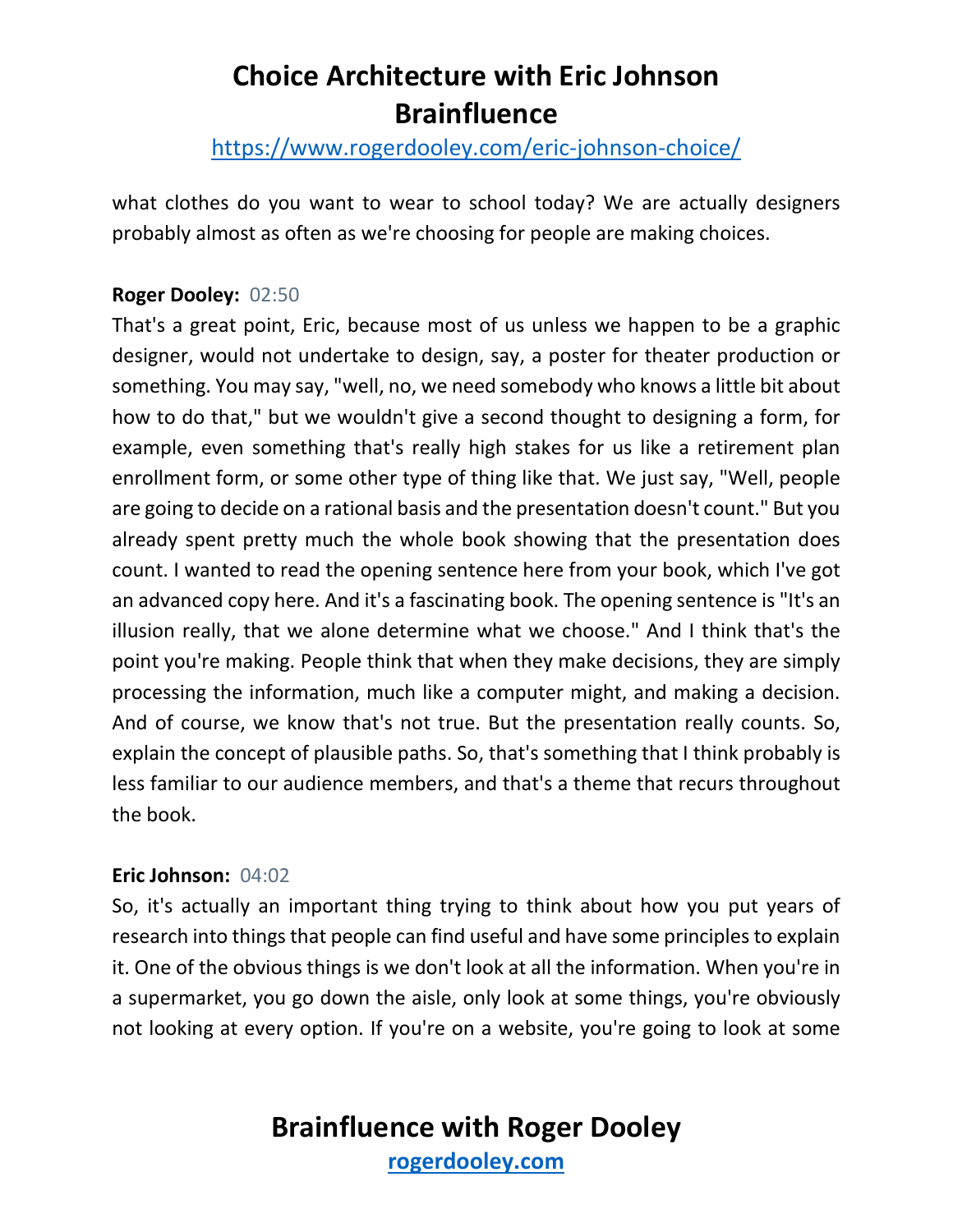what clothes do you want to wear to school today? We are actually designers probably almost as often as we're choosing for people are making choices.

**Roger Dooley:** 02:50

That's a great point, Eric, because most of us unless we happen to be a graphic designer, would not undertake to design, say, a poster for theater production or something. You may say, "well, no, we need somebody who knows a little bit about how to do that," but we wouldn't give a second thought to designing a form, for example, even something that's really high stakes for us like a retirement plan enrollment form, or some other type of thing like that. We just say, "Well, people are going to decide on a rational basis and the presentation doesn't count." But you already spent pretty much the whole book showing that the presentation does count. I wanted to read the opening sentence here from your book, which I've got an advanced copy here. And it's a fascinating book. The opening sentence is "It's an illusion really, that we alone determine what we choose." And I think that's the point you're making. People think that when they make decisions, they are simply processing the information, much like a computer might, and making a decision. And of course, we know that's not true. But the presentation really counts. So, explain the concept of plausible paths. So, that's something that I think probably is less familiar to our audience members, and that's a theme that recurs throughout the book.

**Eric Johnson:** 04:02

So, it's actually an important thing trying to think about how you put years of research into things that people can find useful and have some principles to explain it. One of the obvious things is we don't look at all the information. When you're in a supermarket, you go down the aisle, only look at some things, you're obviously not looking at every option. If you're on a website, you're going to look at some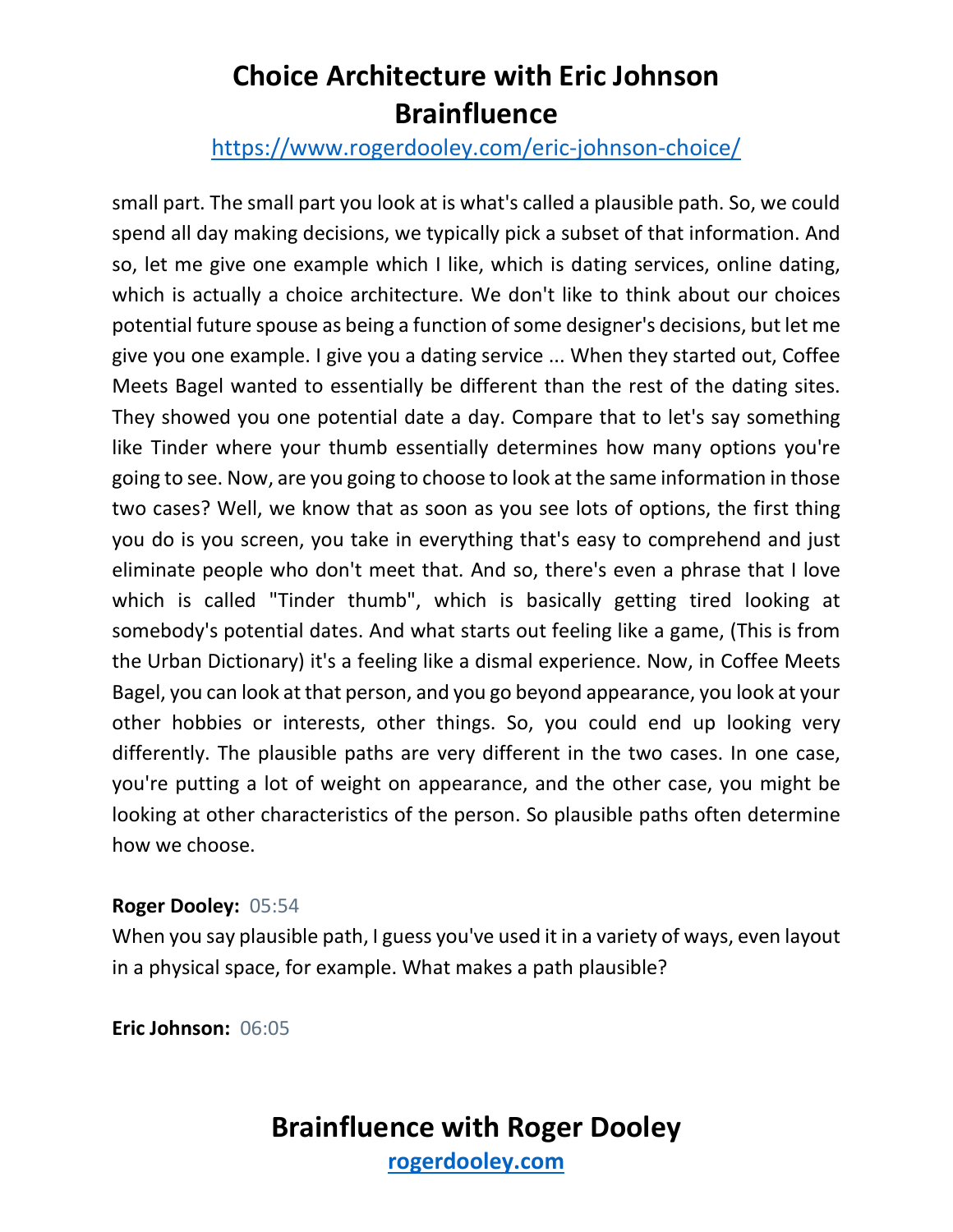small part. The small part you look at is what's called a plausible path. So, we could spend all day making decisions, we typically pick a subset of that information. And so, let me give one example which I like, which is dating services, online dating, which is actually a choice architecture. We don't like to think about our choices potential future spouse as being a function of some designer's decisions, but let me give you one example. I give you a dating service ... When they started out, Coffee Meets Bagel wanted to essentially be different than the rest of the dating sites. They showed you one potential date a day. Compare that to let's say something like Tinder where your thumb essentially determines how many options you're going to see. Now, are you going to choose to look at the same information in those two cases? Well, we know that as soon as you see lots of options, the first thing you do is you screen, you take in everything that's easy to comprehend and just eliminate people who don't meet that. And so, there's even a phrase that I love which is called "Tinder thumb", which is basically getting tired looking at somebody's potential dates. And what starts out feeling like a game, (This is from the Urban Dictionary) it's a feeling like a dismal experience. Now, in Coffee Meets Bagel, you can look at that person, and you go beyond appearance, you look at your other hobbies or interests, other things. So, you could end up looking very differently. The plausible paths are very different in the two cases. In one case, you're putting a lot of weight on appearance, and the other case, you might be looking at other characteristics of the person. So plausible paths often determine how we choose.

**Roger Dooley:** 05:54
When you say plausible path, I guess you've used it in a variety of ways, even layout in a physical space, for example. What makes a path plausible?

**Eric Johnson:** 06:05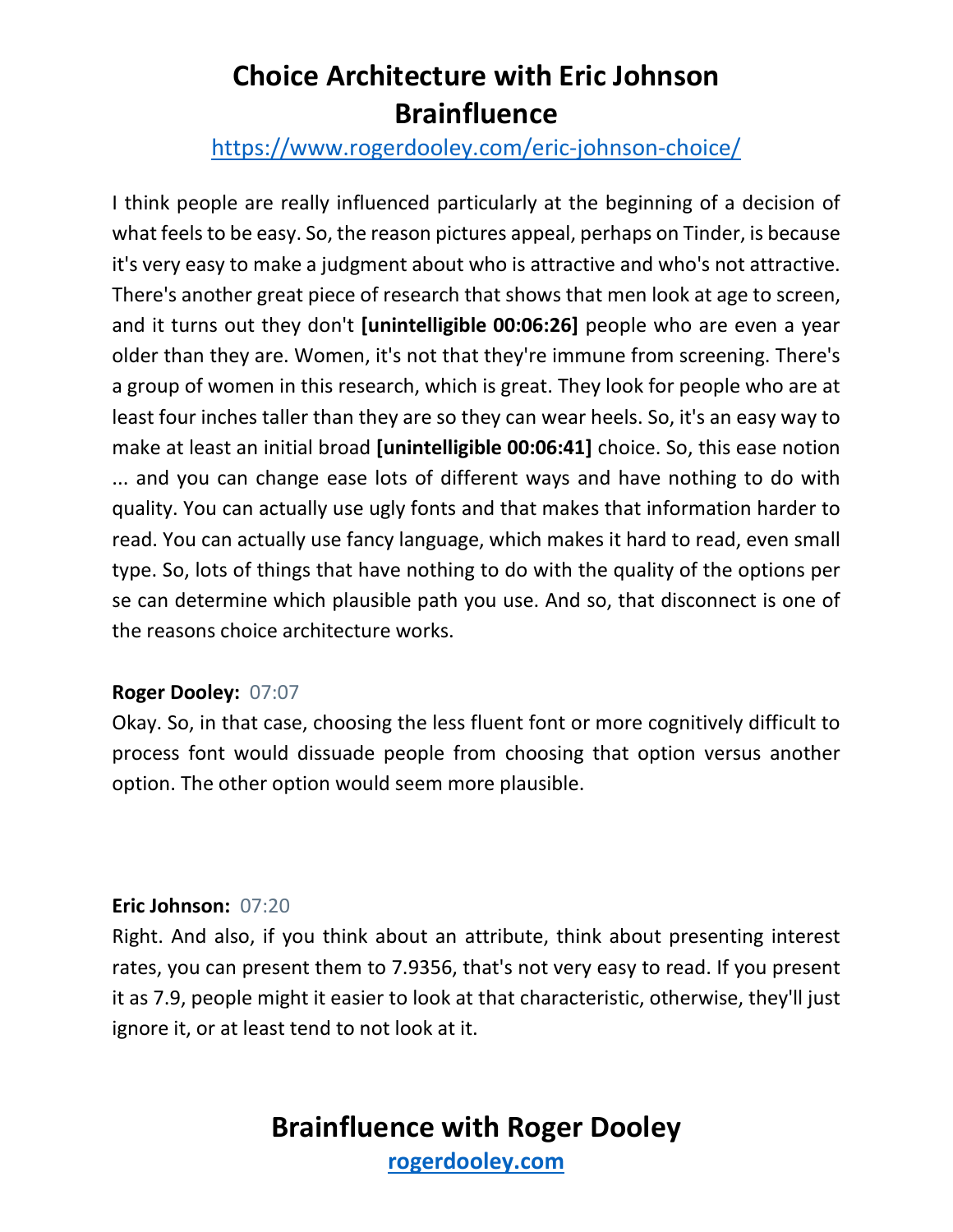I think people are really influenced particularly at the beginning of a decision of what feels to be easy. So, the reason pictures appeal, perhaps on Tinder, is because it's very easy to make a judgment about who is attractive and who's not attractive. There's another great piece of research that shows that men look at age to screen, and it turns out they don't **[unintelligible 00:06:26]** people who are even a year older than they are. Women, it's not that they're immune from screening. There's a group of women in this research, which is great. They look for people who are at least four inches taller than they are so they can wear heels. So, it's an easy way to make at least an initial broad **[unintelligible 00:06:41]** choice. So, this ease notion ... and you can change ease lots of different ways and have nothing to do with quality. You can actually use ugly fonts and that makes that information harder to read. You can actually use fancy language, which makes it hard to read, even small type. So, lots of things that have nothing to do with the quality of the options per se can determine which plausible path you use. And so, that disconnect is one of the reasons choice architecture works.

**Roger Dooley:** 07:07

Okay. So, in that case, choosing the less fluent font or more cognitively difficult to process font would dissuade people from choosing that option versus another option. The other option would seem more plausible.

**Eric Johnson:** 07:20

Right. And also, if you think about an attribute, think about presenting interest rates, you can present them to 7.9356, that's not very easy to read. If you present it as 7.9, people might it easier to look at that characteristic, otherwise, they'll just ignore it, or at least tend to not look at it.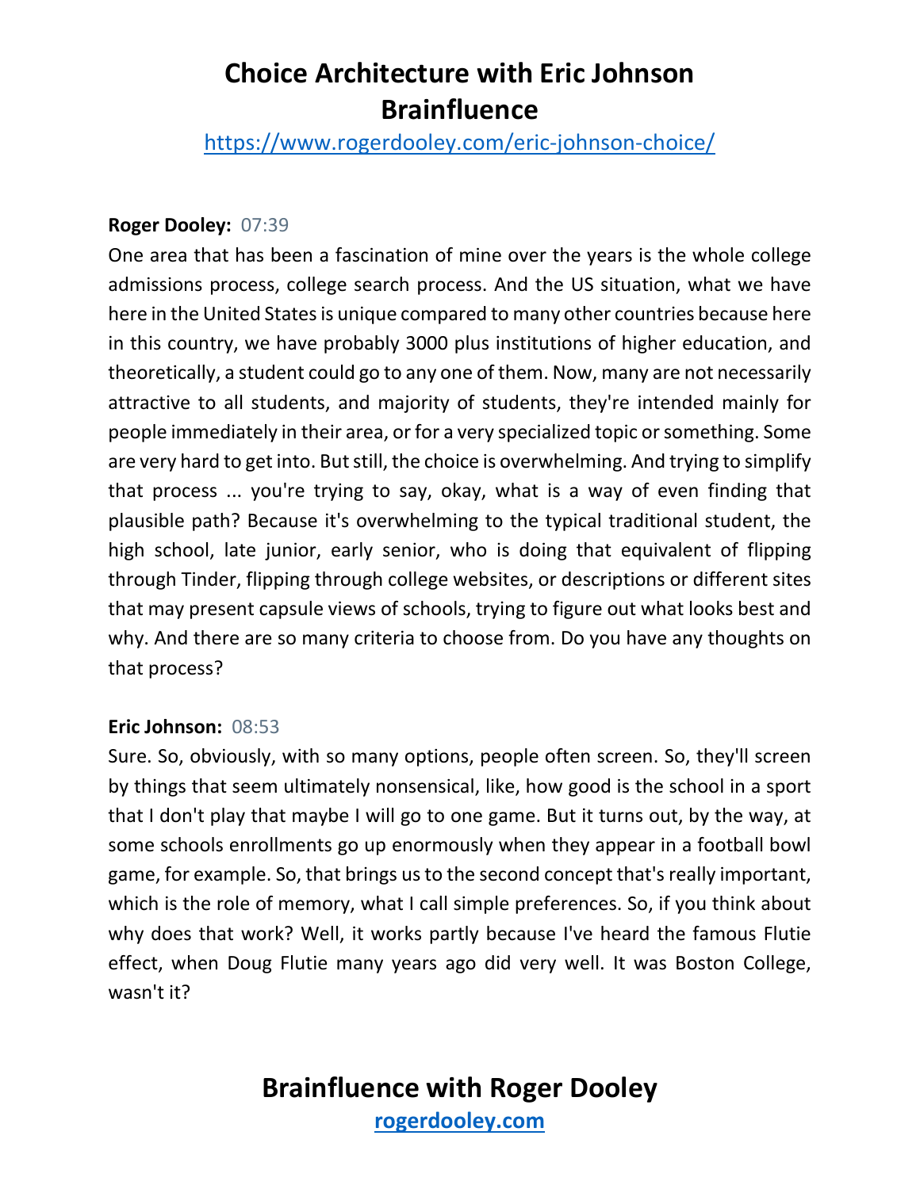**Roger Dooley:** 07:39

One area that has been a fascination of mine over the years is the whole college admissions process, college search process. And the US situation, what we have here in the United States is unique compared to many other countries because here in this country, we have probably 3000 plus institutions of higher education, and theoretically, a student could go to any one of them. Now, many are not necessarily attractive to all students, and majority of students, they're intended mainly for people immediately in their area, or for a very specialized topic or something. Some are very hard to get into. But still, the choice is overwhelming. And trying to simplify that process ... you're trying to say, okay, what is a way of even finding that plausible path? Because it's overwhelming to the typical traditional student, the high school, late junior, early senior, who is doing that equivalent of flipping through Tinder, flipping through college websites, or descriptions or different sites that may present capsule views of schools, trying to figure out what looks best and why. And there are so many criteria to choose from. Do you have any thoughts on that process?

**Eric Johnson:** 08:53

Sure. So, obviously, with so many options, people often screen. So, they'll screen by things that seem ultimately nonsensical, like, how good is the school in a sport that I don't play that maybe I will go to one game. But it turns out, by the way, at some schools enrollments go up enormously when they appear in a football bowl game, for example. So, that brings us to the second concept that's really important, which is the role of memory, what I call simple preferences. So, if you think about why does that work? Well, it works partly because I've heard the famous Flutie effect, when Doug Flutie many years ago did very well. It was Boston College, wasn't it?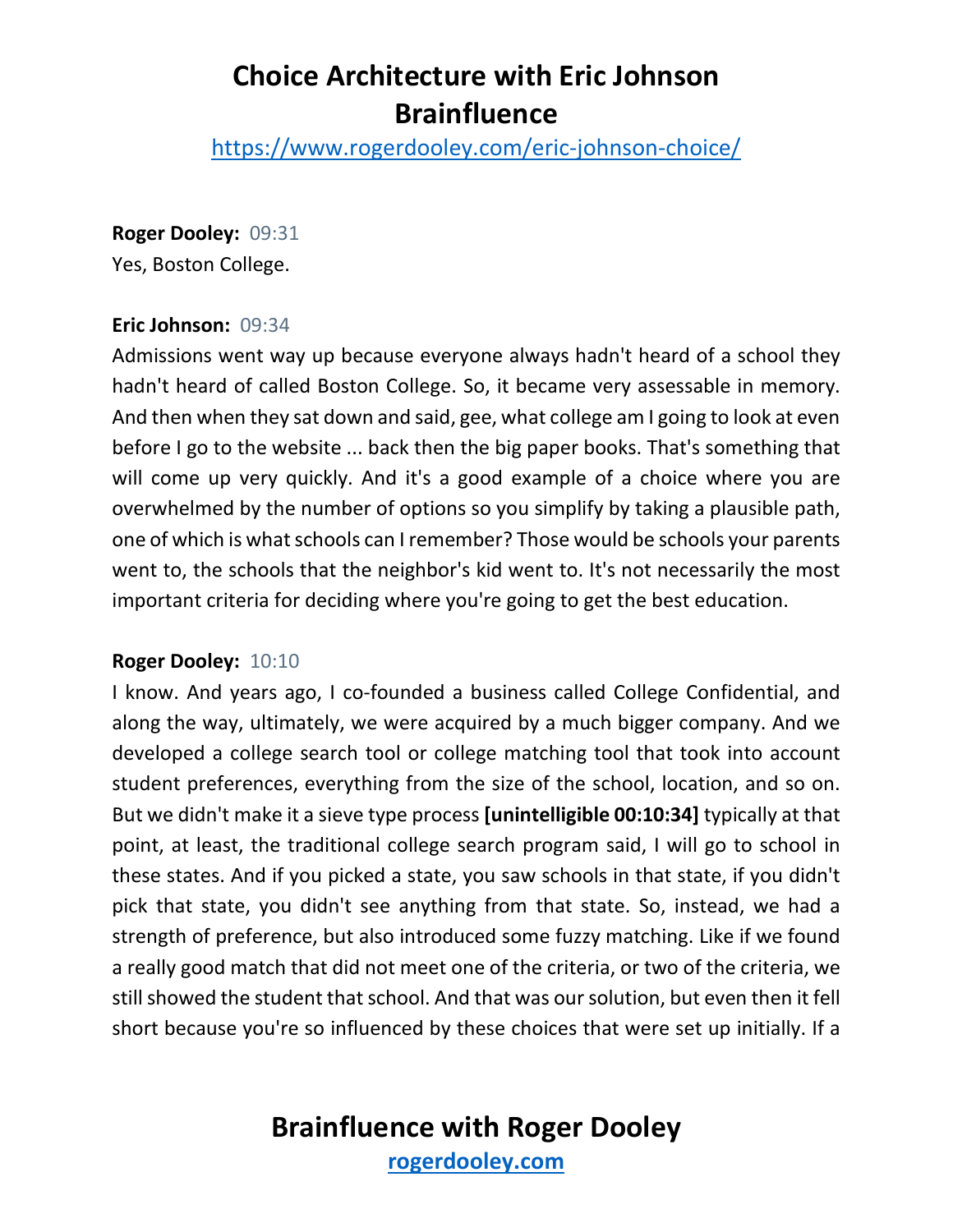**Roger Dooley:** 09:31
Yes, Boston College.

**Eric Johnson:** 09:34
Admissions went way up because everyone always hadn't heard of a school they hadn't heard of called Boston College. So, it became very assessable in memory. And then when they sat down and said, gee, what college am I going to look at even before I go to the website ... back then the big paper books. That's something that will come up very quickly. And it's a good example of a choice where you are overwhelmed by the number of options so you simplify by taking a plausible path, one of which is what schools can I remember? Those would be schools your parents went to, the schools that the neighbor's kid went to. It's not necessarily the most important criteria for deciding where you're going to get the best education.

**Roger Dooley:** 10:10
I know. And years ago, I co-founded a business called College Confidential, and along the way, ultimately, we were acquired by a much bigger company. And we developed a college search tool or college matching tool that took into account student preferences, everything from the size of the school, location, and so on. But we didn't make it a sieve type process **[unintelligible 00:10:34]** typically at that point, at least, the traditional college search program said, I will go to school in these states. And if you picked a state, you saw schools in that state, if you didn't pick that state, you didn't see anything from that state. So, instead, we had a strength of preference, but also introduced some fuzzy matching. Like if we found a really good match that did not meet one of the criteria, or two of the criteria, we still showed the student that school. And that was our solution, but even then it fell short because you're so influenced by these choices that were set up initially. If a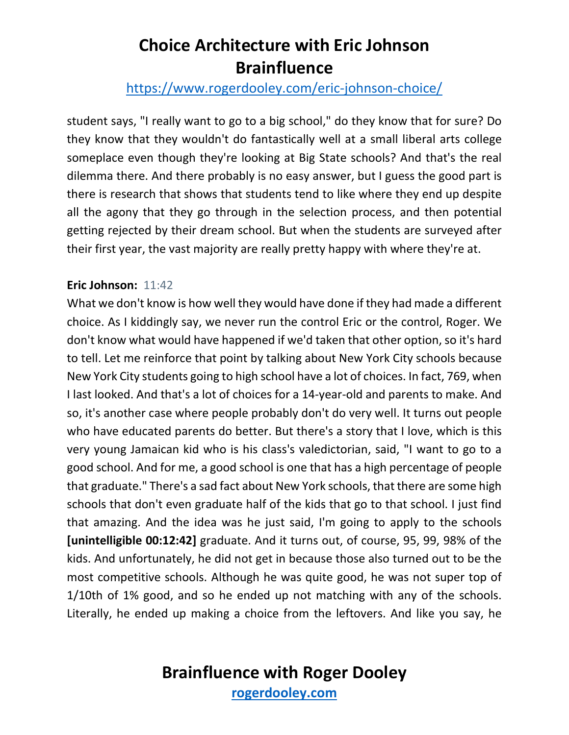student says, "I really want to go to a big school," do they know that for sure? Do they know that they wouldn't do fantastically well at a small liberal arts college someplace even though they're looking at Big State schools? And that's the real dilemma there. And there probably is no easy answer, but I guess the good part is there is research that shows that students tend to like where they end up despite all the agony that they go through in the selection process, and then potential getting rejected by their dream school. But when the students are surveyed after their first year, the vast majority are really pretty happy with where they're at.

**Eric Johnson:** 11:42

What we don't know is how well they would have done if they had made a different choice. As I kiddingly say, we never run the control Eric or the control, Roger. We don't know what would have happened if we'd taken that other option, so it's hard to tell. Let me reinforce that point by talking about New York City schools because New York City students going to high school have a lot of choices. In fact, 769, when I last looked. And that's a lot of choices for a 14-year-old and parents to make. And so, it's another case where people probably don't do very well. It turns out people who have educated parents do better. But there's a story that I love, which is this very young Jamaican kid who is his class's valedictorian, said, "I want to go to a good school. And for me, a good school is one that has a high percentage of people that graduate." There's a sad fact about New York schools, that there are some high schools that don't even graduate half of the kids that go to that school. I just find that amazing. And the idea was he just said, I'm going to apply to the schools **[unintelligible 00:12:42]** graduate. And it turns out, of course, 95, 99, 98% of the kids. And unfortunately, he did not get in because those also turned out to be the most competitive schools. Although he was quite good, he was not super top of 1/10th of 1% good, and so he ended up not matching with any of the schools. Literally, he ended up making a choice from the leftovers. And like you say, he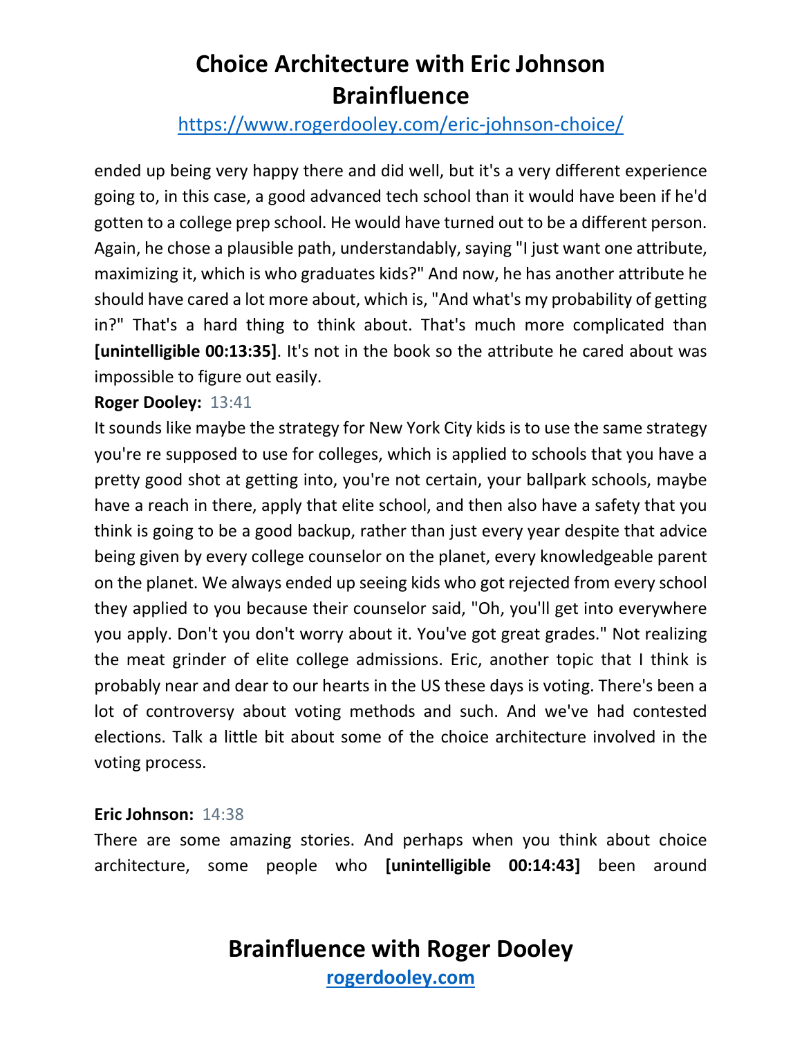ended up being very happy there and did well, but it's a very different experience going to, in this case, a good advanced tech school than it would have been if he'd gotten to a college prep school. He would have turned out to be a different person. Again, he chose a plausible path, understandably, saying "I just want one attribute, maximizing it, which is who graduates kids?" And now, he has another attribute he should have cared a lot more about, which is, "And what's my probability of getting in?" That's a hard thing to think about. That's much more complicated than **[unintelligible 00:13:35]**. It's not in the book so the attribute he cared about was impossible to figure out easily.

**Roger Dooley:** 13:41

It sounds like maybe the strategy for New York City kids is to use the same strategy you're re supposed to use for colleges, which is applied to schools that you have a pretty good shot at getting into, you're not certain, your ballpark schools, maybe have a reach in there, apply that elite school, and then also have a safety that you think is going to be a good backup, rather than just every year despite that advice being given by every college counselor on the planet, every knowledgeable parent on the planet. We always ended up seeing kids who got rejected from every school they applied to you because their counselor said, "Oh, you'll get into everywhere you apply. Don't you don't worry about it. You've got great grades." Not realizing the meat grinder of elite college admissions. Eric, another topic that I think is probably near and dear to our hearts in the US these days is voting. There's been a lot of controversy about voting methods and such. And we've had contested elections. Talk a little bit about some of the choice architecture involved in the voting process.

**Eric Johnson:** 14:38

There are some amazing stories. And perhaps when you think about choice architecture, some people who **[unintelligible 00:14:43]** been around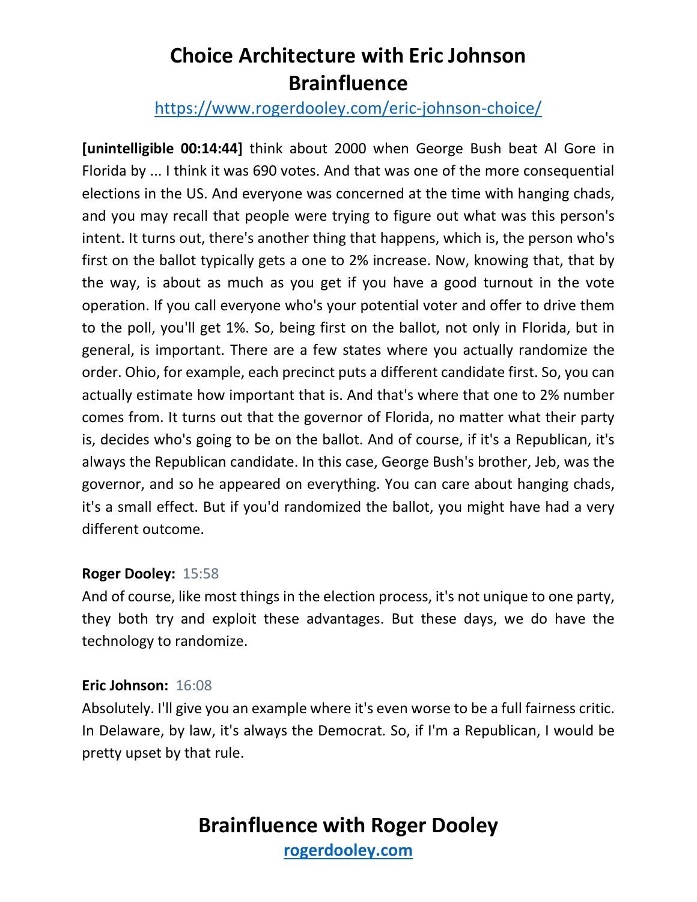**[unintelligible 00:14:44]** think about 2000 when George Bush beat Al Gore in Florida by ... I think it was 690 votes. And that was one of the more consequential elections in the US. And everyone was concerned at the time with hanging chads, and you may recall that people were trying to figure out what was this person's intent. It turns out, there's another thing that happens, which is, the person who's first on the ballot typically gets a one to 2% increase. Now, knowing that, that by the way, is about as much as you get if you have a good turnout in the vote operation. If you call everyone who's your potential voter and offer to drive them to the poll, you'll get 1%. So, being first on the ballot, not only in Florida, but in general, is important. There are a few states where you actually randomize the order. Ohio, for example, each precinct puts a different candidate first. So, you can actually estimate how important that is. And that's where that one to 2% number comes from. It turns out that the governor of Florida, no matter what their party is, decides who's going to be on the ballot. And of course, if it's a Republican, it's always the Republican candidate. In this case, George Bush's brother, Jeb, was the governor, and so he appeared on everything. You can care about hanging chads, it's a small effect. But if you'd randomized the ballot, you might have had a very different outcome.

**Roger Dooley:** 15:58

And of course, like most things in the election process, it's not unique to one party, they both try and exploit these advantages. But these days, we do have the technology to randomize.

**Eric Johnson:** 16:08

Absolutely. I'll give you an example where it's even worse to be a full fairness critic. In Delaware, by law, it's always the Democrat. So, if I'm a Republican, I would be pretty upset by that rule.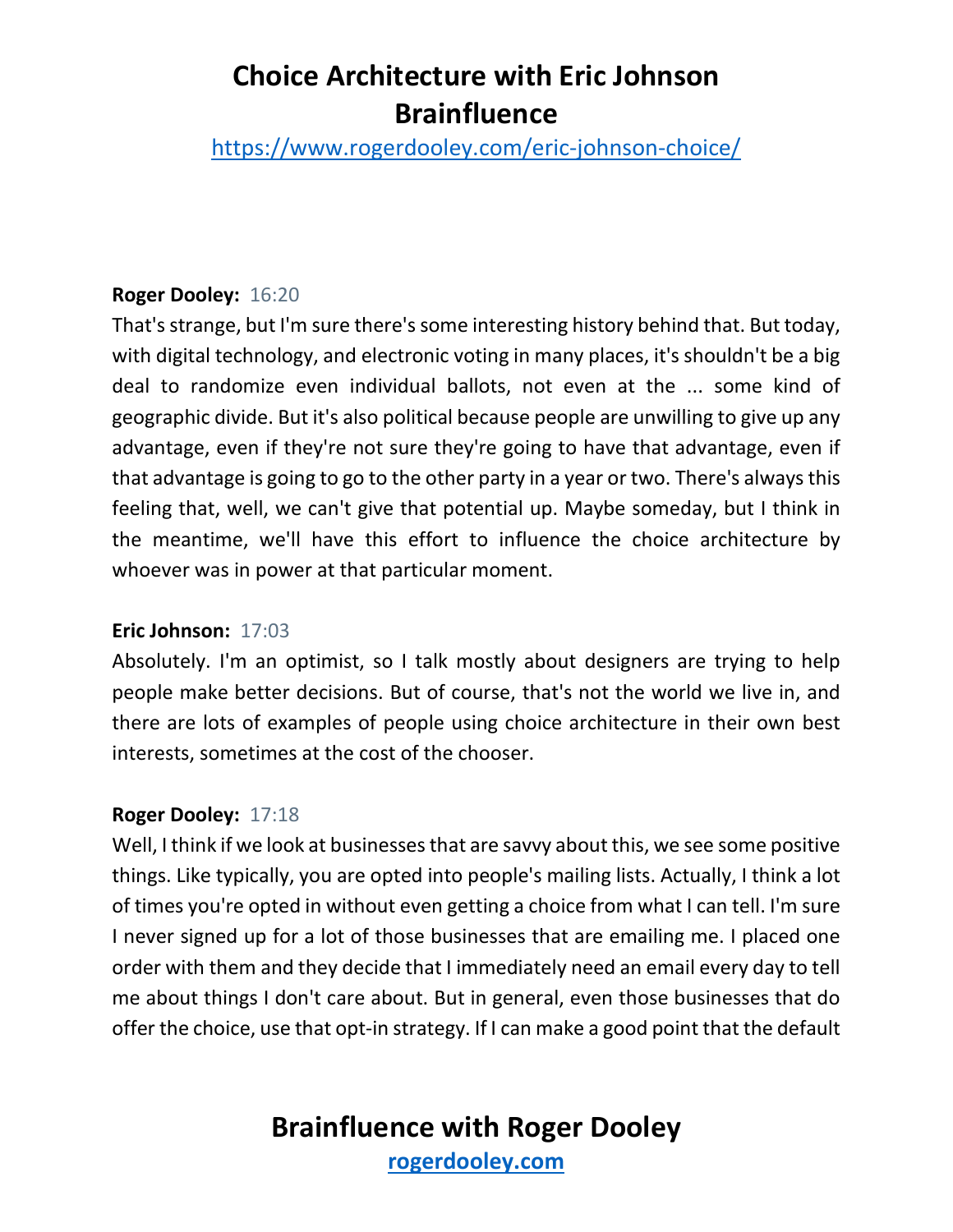**Roger Dooley:** 16:20
That's strange, but I'm sure there's some interesting history behind that. But today, with digital technology, and electronic voting in many places, it's shouldn't be a big deal to randomize even individual ballots, not even at the ... some kind of geographic divide. But it's also political because people are unwilling to give up any advantage, even if they're not sure they're going to have that advantage, even if that advantage is going to go to the other party in a year or two. There's always this feeling that, well, we can't give that potential up. Maybe someday, but I think in the meantime, we'll have this effort to influence the choice architecture by whoever was in power at that particular moment.

**Eric Johnson:** 17:03
Absolutely. I'm an optimist, so I talk mostly about designers are trying to help people make better decisions. But of course, that's not the world we live in, and there are lots of examples of people using choice architecture in their own best interests, sometimes at the cost of the chooser.

**Roger Dooley:** 17:18
Well, I think if we look at businesses that are savvy about this, we see some positive things. Like typically, you are opted into people's mailing lists. Actually, I think a lot of times you're opted in without even getting a choice from what I can tell. I'm sure I never signed up for a lot of those businesses that are emailing me. I placed one order with them and they decide that I immediately need an email every day to tell me about things I don't care about. But in general, even those businesses that do offer the choice, use that opt-in strategy. If I can make a good point that the default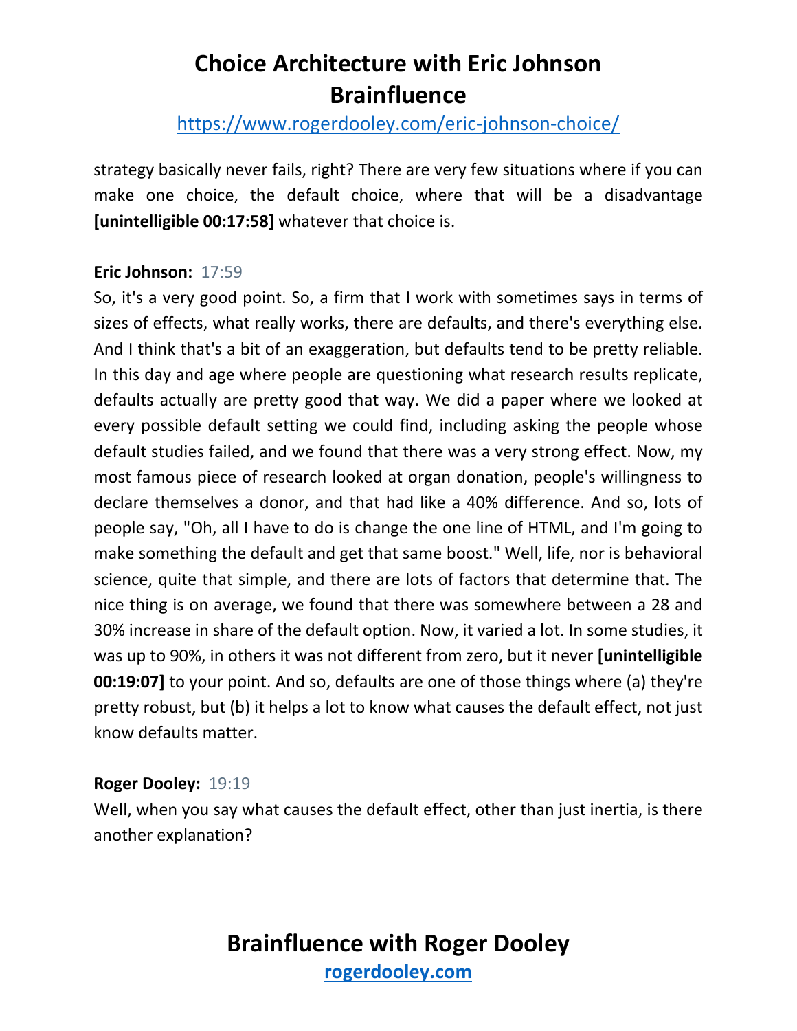strategy basically never fails, right? There are very few situations where if you can make one choice, the default choice, where that will be a disadvantage **[unintelligible 00:17:58]** whatever that choice is.

**Eric Johnson:** 17:59

So, it's a very good point. So, a firm that I work with sometimes says in terms of sizes of effects, what really works, there are defaults, and there's everything else. And I think that's a bit of an exaggeration, but defaults tend to be pretty reliable. In this day and age where people are questioning what research results replicate, defaults actually are pretty good that way. We did a paper where we looked at every possible default setting we could find, including asking the people whose default studies failed, and we found that there was a very strong effect. Now, my most famous piece of research looked at organ donation, people's willingness to declare themselves a donor, and that had like a 40% difference. And so, lots of people say, "Oh, all I have to do is change the one line of HTML, and I'm going to make something the default and get that same boost." Well, life, nor is behavioral science, quite that simple, and there are lots of factors that determine that. The nice thing is on average, we found that there was somewhere between a 28 and 30% increase in share of the default option. Now, it varied a lot. In some studies, it was up to 90%, in others it was not different from zero, but it never **[unintelligible 00:19:07]** to your point. And so, defaults are one of those things where (a) they're pretty robust, but (b) it helps a lot to know what causes the default effect, not just know defaults matter.

**Roger Dooley:** 19:19

Well, when you say what causes the default effect, other than just inertia, is there another explanation?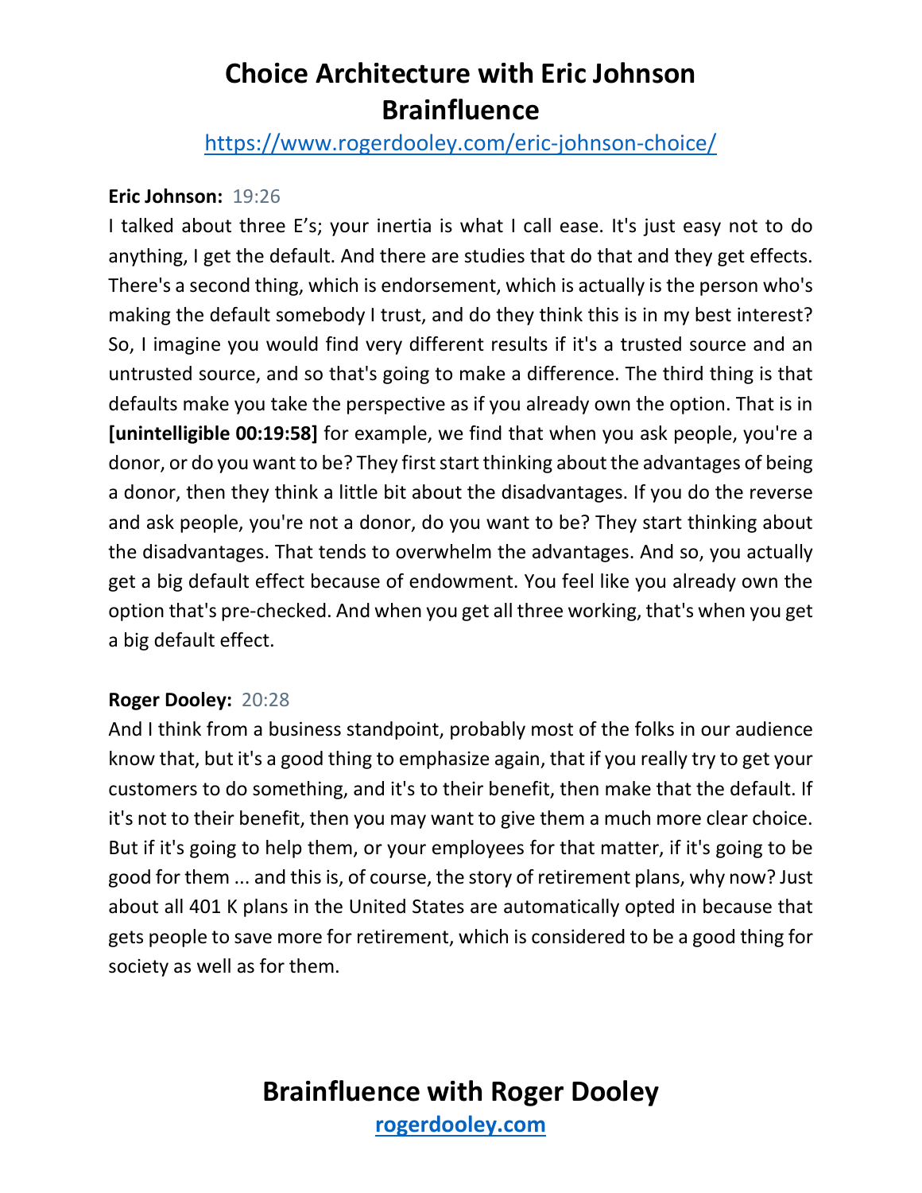**Eric Johnson:** 19:26

I talked about three E's; your inertia is what I call ease. It's just easy not to do anything, I get the default. And there are studies that do that and they get effects. There's a second thing, which is endorsement, which is actually is the person who's making the default somebody I trust, and do they think this is in my best interest? So, I imagine you would find very different results if it's a trusted source and an untrusted source, and so that's going to make a difference. The third thing is that defaults make you take the perspective as if you already own the option. That is in **[unintelligible 00:19:58]** for example, we find that when you ask people, you're a donor, or do you want to be? They first start thinking about the advantages of being a donor, then they think a little bit about the disadvantages. If you do the reverse and ask people, you're not a donor, do you want to be? They start thinking about the disadvantages. That tends to overwhelm the advantages. And so, you actually get a big default effect because of endowment. You feel like you already own the option that's pre-checked. And when you get all three working, that's when you get a big default effect.

**Roger Dooley:** 20:28

And I think from a business standpoint, probably most of the folks in our audience know that, but it's a good thing to emphasize again, that if you really try to get your customers to do something, and it's to their benefit, then make that the default. If it's not to their benefit, then you may want to give them a much more clear choice. But if it's going to help them, or your employees for that matter, if it's going to be good for them ... and this is, of course, the story of retirement plans, why now? Just about all 401 K plans in the United States are automatically opted in because that gets people to save more for retirement, which is considered to be a good thing for society as well as for them.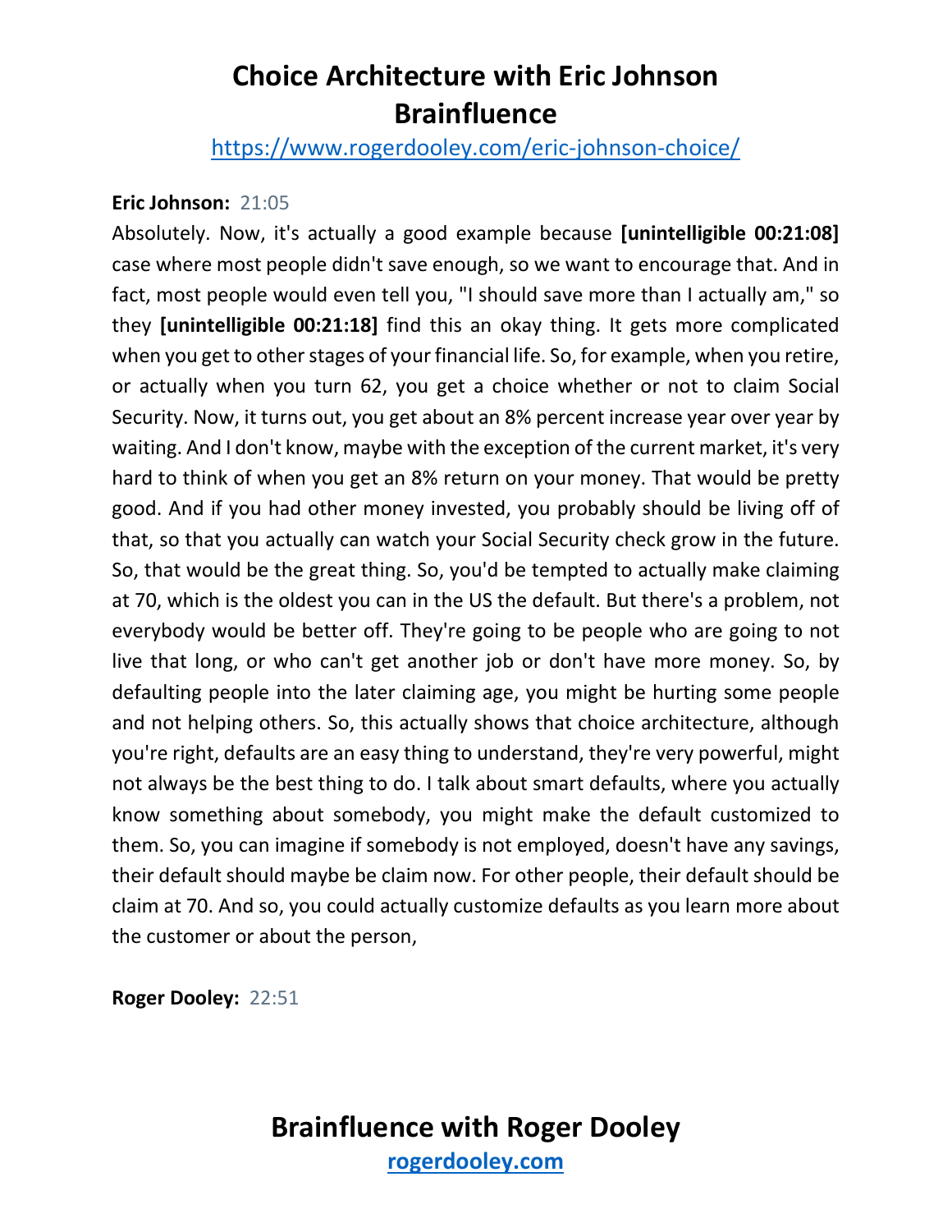**Eric Johnson:** 21:05

Absolutely. Now, it's actually a good example because **[unintelligible 00:21:08]** case where most people didn't save enough, so we want to encourage that. And in fact, most people would even tell you, "I should save more than I actually am," so they **[unintelligible 00:21:18]** find this an okay thing. It gets more complicated when you get to other stages of your financial life. So, for example, when you retire, or actually when you turn 62, you get a choice whether or not to claim Social Security. Now, it turns out, you get about an 8% percent increase year over year by waiting. And I don't know, maybe with the exception of the current market, it's very hard to think of when you get an 8% return on your money. That would be pretty good. And if you had other money invested, you probably should be living off of that, so that you actually can watch your Social Security check grow in the future. So, that would be the great thing. So, you'd be tempted to actually make claiming at 70, which is the oldest you can in the US the default. But there's a problem, not everybody would be better off. They're going to be people who are going to not live that long, or who can't get another job or don't have more money. So, by defaulting people into the later claiming age, you might be hurting some people and not helping others. So, this actually shows that choice architecture, although you're right, defaults are an easy thing to understand, they're very powerful, might not always be the best thing to do. I talk about smart defaults, where you actually know something about somebody, you might make the default customized to them. So, you can imagine if somebody is not employed, doesn't have any savings, their default should maybe be claim now. For other people, their default should be claim at 70. And so, you could actually customize defaults as you learn more about the customer or about the person,

**Roger Dooley:** 22:51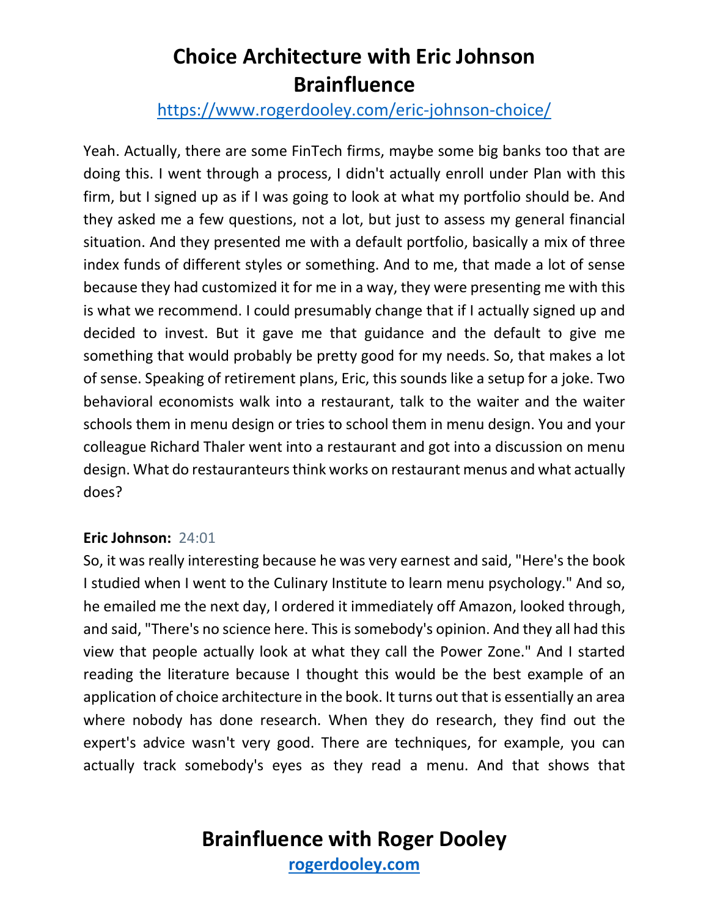Yeah. Actually, there are some FinTech firms, maybe some big banks too that are doing this. I went through a process, I didn't actually enroll under Plan with this firm, but I signed up as if I was going to look at what my portfolio should be. And they asked me a few questions, not a lot, but just to assess my general financial situation. And they presented me with a default portfolio, basically a mix of three index funds of different styles or something. And to me, that made a lot of sense because they had customized it for me in a way, they were presenting me with this is what we recommend. I could presumably change that if I actually signed up and decided to invest. But it gave me that guidance and the default to give me something that would probably be pretty good for my needs. So, that makes a lot of sense. Speaking of retirement plans, Eric, this sounds like a setup for a joke. Two behavioral economists walk into a restaurant, talk to the waiter and the waiter schools them in menu design or tries to school them in menu design. You and your colleague Richard Thaler went into a restaurant and got into a discussion on menu design. What do restauranteurs think works on restaurant menus and what actually does?

**Eric Johnson:** 24:01

So, it was really interesting because he was very earnest and said, "Here's the book I studied when I went to the Culinary Institute to learn menu psychology." And so, he emailed me the next day, I ordered it immediately off Amazon, looked through, and said, "There's no science here. This is somebody's opinion. And they all had this view that people actually look at what they call the Power Zone." And I started reading the literature because I thought this would be the best example of an application of choice architecture in the book. It turns out that is essentially an area where nobody has done research. When they do research, they find out the expert's advice wasn't very good. There are techniques, for example, you can actually track somebody's eyes as they read a menu. And that shows that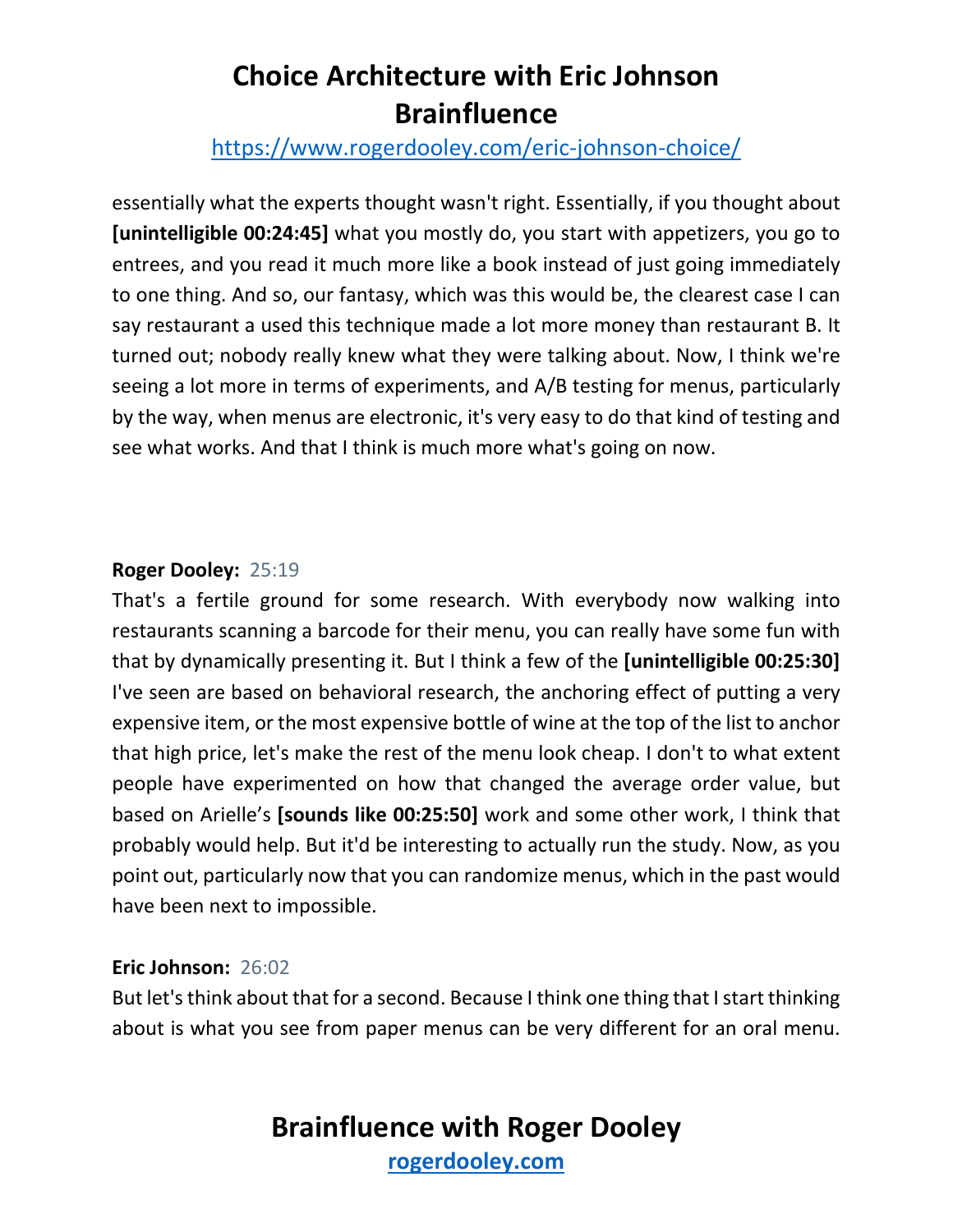essentially what the experts thought wasn't right. Essentially, if you thought about **[unintelligible 00:24:45]** what you mostly do, you start with appetizers, you go to entrees, and you read it much more like a book instead of just going immediately to one thing. And so, our fantasy, which was this would be, the clearest case I can say restaurant a used this technique made a lot more money than restaurant B. It turned out; nobody really knew what they were talking about. Now, I think we're seeing a lot more in terms of experiments, and A/B testing for menus, particularly by the way, when menus are electronic, it's very easy to do that kind of testing and see what works. And that I think is much more what's going on now.

**Roger Dooley:** 25:19

That's a fertile ground for some research. With everybody now walking into restaurants scanning a barcode for their menu, you can really have some fun with that by dynamically presenting it. But I think a few of the **[unintelligible 00:25:30]** I've seen are based on behavioral research, the anchoring effect of putting a very expensive item, or the most expensive bottle of wine at the top of the list to anchor that high price, let's make the rest of the menu look cheap. I don't to what extent people have experimented on how that changed the average order value, but based on Arielle's **[sounds like 00:25:50]** work and some other work, I think that probably would help. But it'd be interesting to actually run the study. Now, as you point out, particularly now that you can randomize menus, which in the past would have been next to impossible.

**Eric Johnson:** 26:02

But let's think about that for a second. Because I think one thing that I start thinking about is what you see from paper menus can be very different for an oral menu.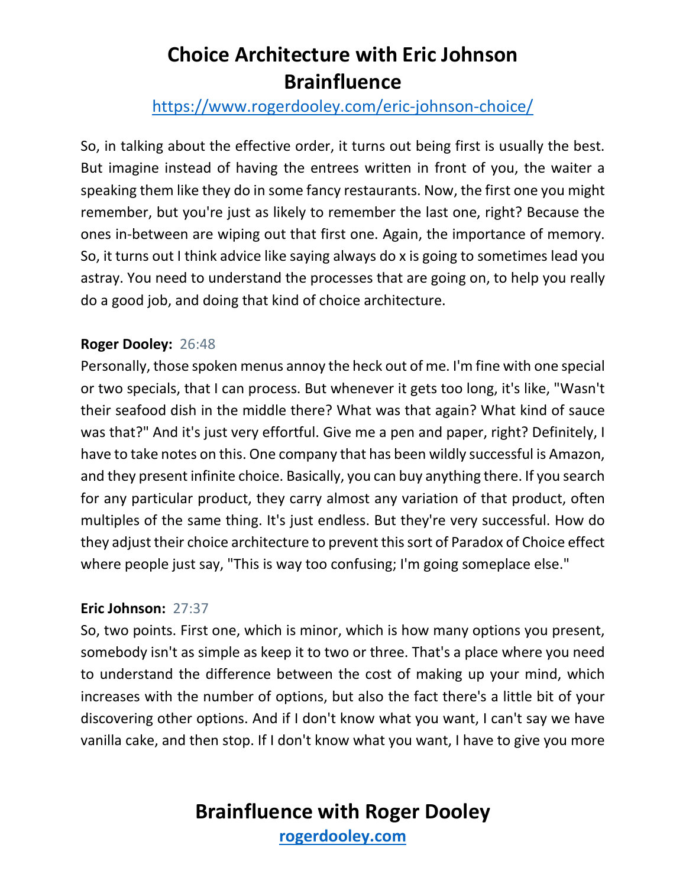So, in talking about the effective order, it turns out being first is usually the best. But imagine instead of having the entrees written in front of you, the waiter a speaking them like they do in some fancy restaurants. Now, the first one you might remember, but you're just as likely to remember the last one, right? Because the ones in-between are wiping out that first one. Again, the importance of memory. So, it turns out I think advice like saying always do x is going to sometimes lead you astray. You need to understand the processes that are going on, to help you really do a good job, and doing that kind of choice architecture.

**Roger Dooley:** 26:48

Personally, those spoken menus annoy the heck out of me. I'm fine with one special or two specials, that I can process. But whenever it gets too long, it's like, "Wasn't their seafood dish in the middle there? What was that again? What kind of sauce was that?" And it's just very effortful. Give me a pen and paper, right? Definitely, I have to take notes on this. One company that has been wildly successful is Amazon, and they present infinite choice. Basically, you can buy anything there. If you search for any particular product, they carry almost any variation of that product, often multiples of the same thing. It's just endless. But they're very successful. How do they adjust their choice architecture to prevent this sort of Paradox of Choice effect where people just say, "This is way too confusing; I'm going someplace else."

**Eric Johnson:** 27:37

So, two points. First one, which is minor, which is how many options you present, somebody isn't as simple as keep it to two or three. That's a place where you need to understand the difference between the cost of making up your mind, which increases with the number of options, but also the fact there's a little bit of your discovering other options. And if I don't know what you want, I can't say we have vanilla cake, and then stop. If I don't know what you want, I have to give you more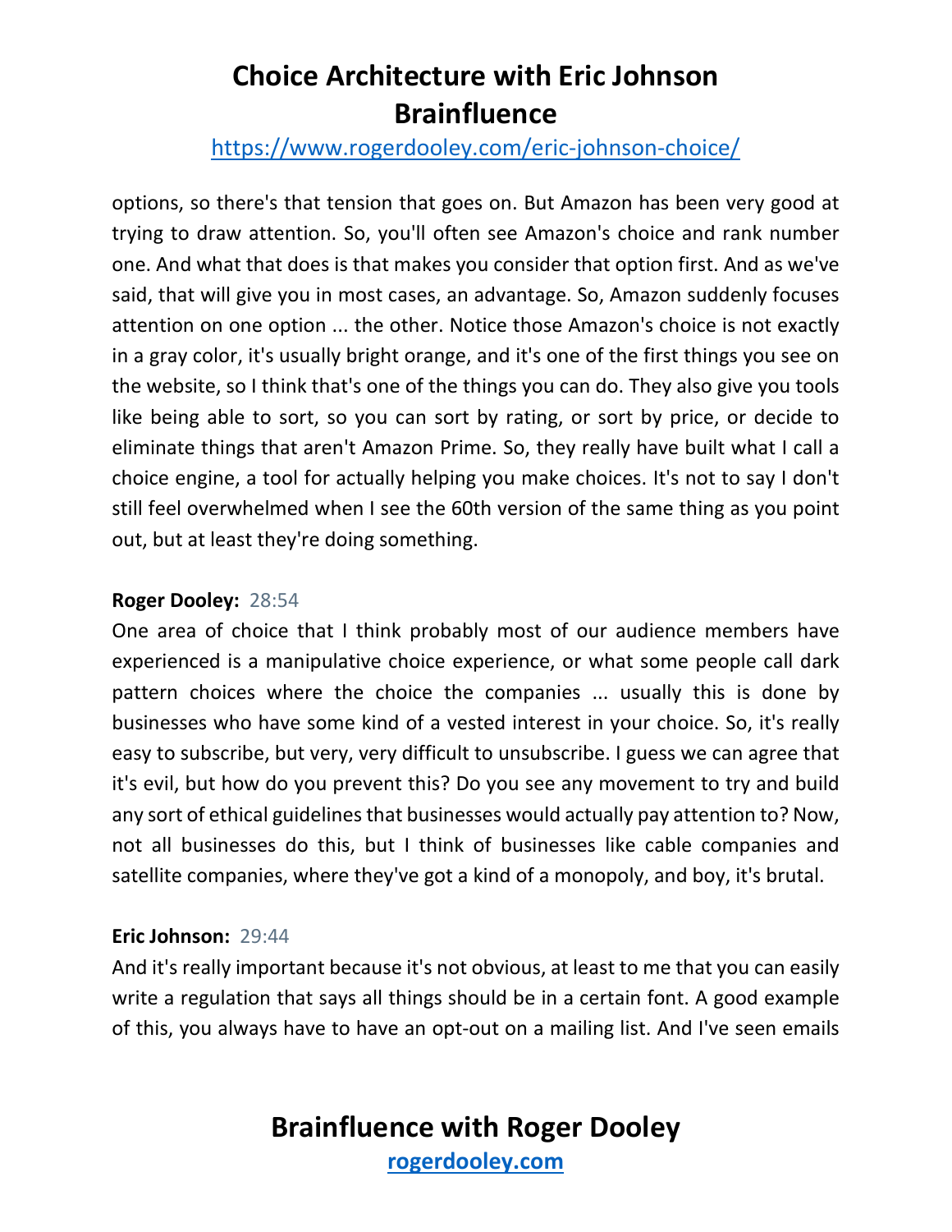options, so there's that tension that goes on. But Amazon has been very good at trying to draw attention. So, you'll often see Amazon's choice and rank number one. And what that does is that makes you consider that option first. And as we've said, that will give you in most cases, an advantage. So, Amazon suddenly focuses attention on one option ... the other. Notice those Amazon's choice is not exactly in a gray color, it's usually bright orange, and it's one of the first things you see on the website, so I think that's one of the things you can do. They also give you tools like being able to sort, so you can sort by rating, or sort by price, or decide to eliminate things that aren't Amazon Prime. So, they really have built what I call a choice engine, a tool for actually helping you make choices. It's not to say I don't still feel overwhelmed when I see the 60th version of the same thing as you point out, but at least they're doing something.

**Roger Dooley:** 28:54

One area of choice that I think probably most of our audience members have experienced is a manipulative choice experience, or what some people call dark pattern choices where the choice the companies ... usually this is done by businesses who have some kind of a vested interest in your choice. So, it's really easy to subscribe, but very, very difficult to unsubscribe. I guess we can agree that it's evil, but how do you prevent this? Do you see any movement to try and build any sort of ethical guidelines that businesses would actually pay attention to? Now, not all businesses do this, but I think of businesses like cable companies and satellite companies, where they've got a kind of a monopoly, and boy, it's brutal.

**Eric Johnson:** 29:44

And it's really important because it's not obvious, at least to me that you can easily write a regulation that says all things should be in a certain font. A good example of this, you always have to have an opt-out on a mailing list. And I've seen emails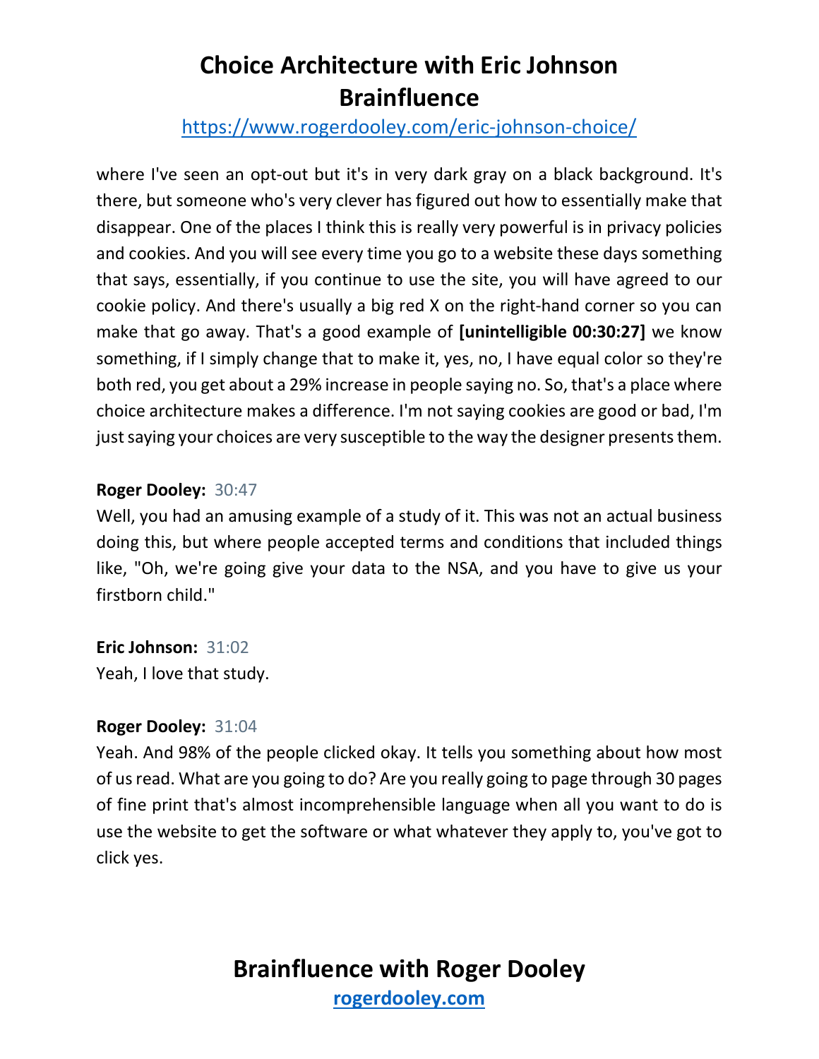where I've seen an opt-out but it's in very dark gray on a black background. It's there, but someone who's very clever has figured out how to essentially make that disappear. One of the places I think this is really very powerful is in privacy policies and cookies. And you will see every time you go to a website these days something that says, essentially, if you continue to use the site, you will have agreed to our cookie policy. And there's usually a big red X on the right-hand corner so you can make that go away. That's a good example of **[unintelligible 00:30:27]** we know something, if I simply change that to make it, yes, no, I have equal color so they're both red, you get about a 29% increase in people saying no. So, that's a place where choice architecture makes a difference. I'm not saying cookies are good or bad, I'm just saying your choices are very susceptible to the way the designer presents them.

**Roger Dooley:** 30:47
Well, you had an amusing example of a study of it. This was not an actual business doing this, but where people accepted terms and conditions that included things like, "Oh, we're going give your data to the NSA, and you have to give us your firstborn child."

**Eric Johnson:** 31:02
Yeah, I love that study.

**Roger Dooley:** 31:04
Yeah. And 98% of the people clicked okay. It tells you something about how most of us read. What are you going to do? Are you really going to page through 30 pages of fine print that's almost incomprehensible language when all you want to do is use the website to get the software or what whatever they apply to, you've got to click yes.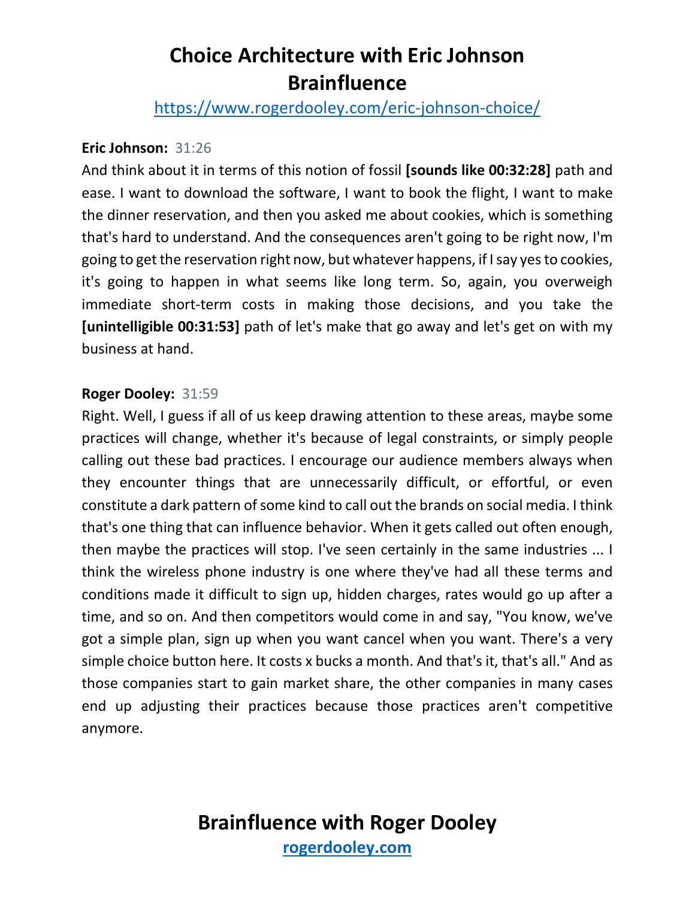**Eric Johnson:** 31:26

And think about it in terms of this notion of fossil **[sounds like 00:32:28]** path and ease. I want to download the software, I want to book the flight, I want to make the dinner reservation, and then you asked me about cookies, which is something that's hard to understand. And the consequences aren't going to be right now, I'm going to get the reservation right now, but whatever happens, if I say yes to cookies, it's going to happen in what seems like long term. So, again, you overweigh immediate short-term costs in making those decisions, and you take the **[unintelligible 00:31:53]** path of let's make that go away and let's get on with my business at hand.

**Roger Dooley:** 31:59

Right. Well, I guess if all of us keep drawing attention to these areas, maybe some practices will change, whether it's because of legal constraints, or simply people calling out these bad practices. I encourage our audience members always when they encounter things that are unnecessarily difficult, or effortful, or even constitute a dark pattern of some kind to call out the brands on social media. I think that's one thing that can influence behavior. When it gets called out often enough, then maybe the practices will stop. I've seen certainly in the same industries ... I think the wireless phone industry is one where they've had all these terms and conditions made it difficult to sign up, hidden charges, rates would go up after a time, and so on. And then competitors would come in and say, "You know, we've got a simple plan, sign up when you want cancel when you want. There's a very simple choice button here. It costs x bucks a month. And that's it, that's all." And as those companies start to gain market share, the other companies in many cases end up adjusting their practices because those practices aren't competitive anymore.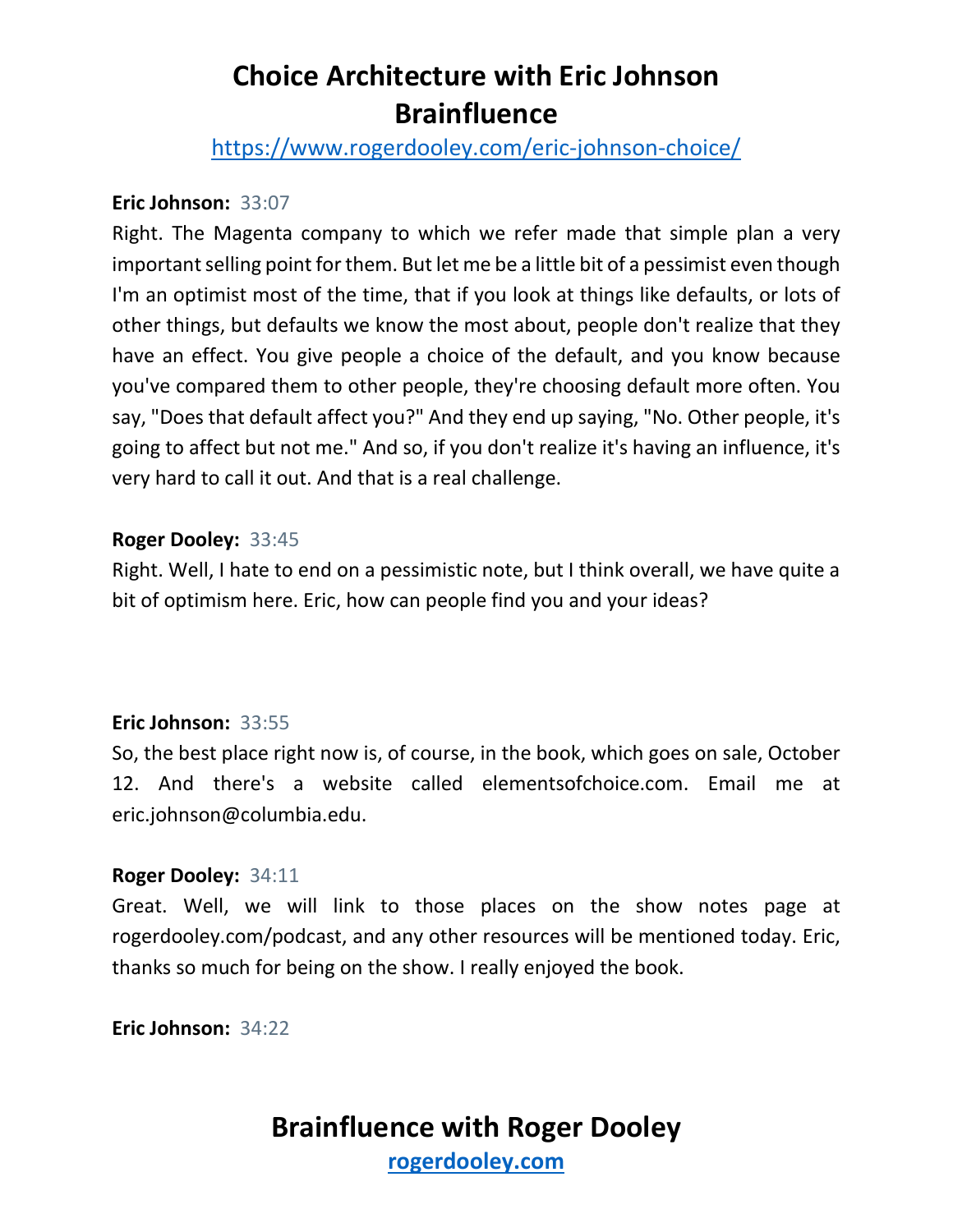**Eric Johnson:** 33:07

Right. The Magenta company to which we refer made that simple plan a very important selling point for them. But let me be a little bit of a pessimist even though I'm an optimist most of the time, that if you look at things like defaults, or lots of other things, but defaults we know the most about, people don't realize that they have an effect. You give people a choice of the default, and you know because you've compared them to other people, they're choosing default more often. You say, "Does that default affect you?" And they end up saying, "No. Other people, it's going to affect but not me." And so, if you don't realize it's having an influence, it's very hard to call it out. And that is a real challenge.

**Roger Dooley:** 33:45

Right. Well, I hate to end on a pessimistic note, but I think overall, we have quite a bit of optimism here. Eric, how can people find you and your ideas?

**Eric Johnson:** 33:55

So, the best place right now is, of course, in the book, which goes on sale, October 12. And there's a website called elementsofchoice.com. Email me at eric.johnson@columbia.edu.

**Roger Dooley:** 34:11

Great. Well, we will link to those places on the show notes page at rogerdooley.com/podcast, and any other resources will be mentioned today. Eric, thanks so much for being on the show. I really enjoyed the book.

**Eric Johnson:** 34:22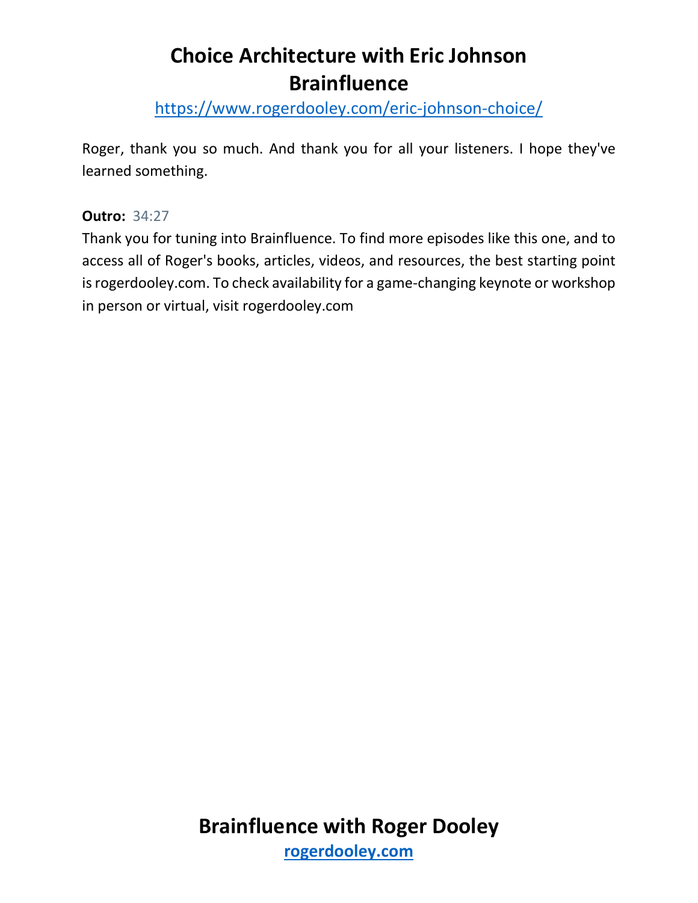Roger, thank you so much. And thank you for all your listeners. I hope they've learned something.

**Outro:** 34:27

Thank you for tuning into Brainfluence. To find more episodes like this one, and to access all of Roger's books, articles, videos, and resources, the best starting point is rogerdooley.com. To check availability for a game-changing keynote or workshop in person or virtual, visit rogerdooley.com